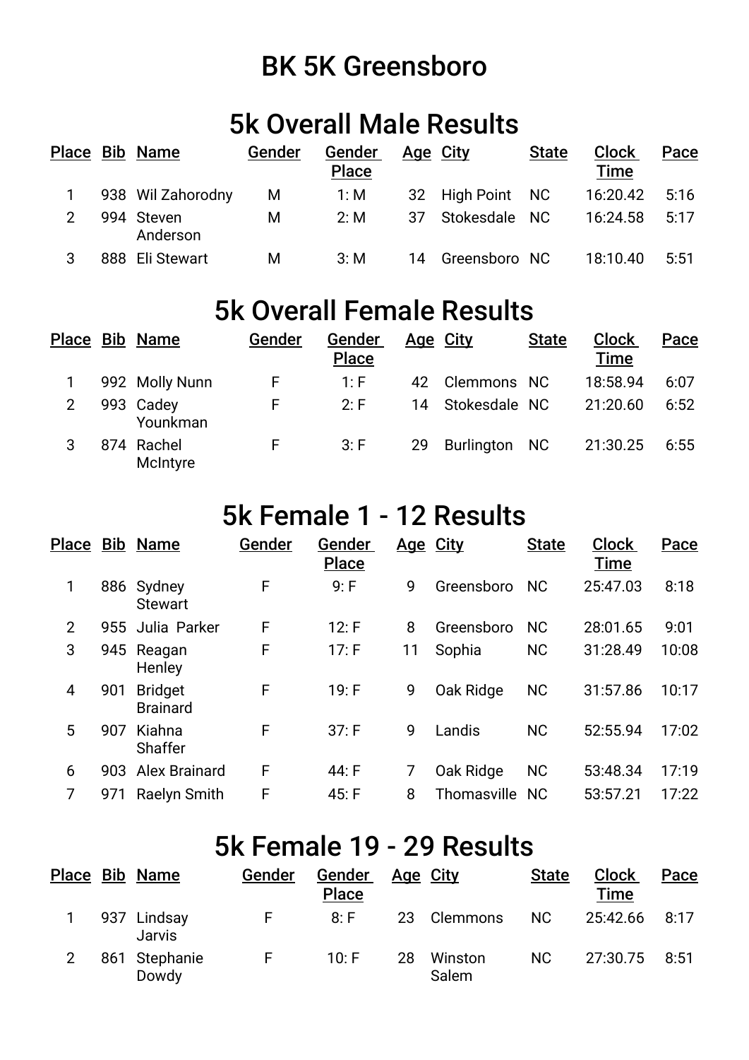# BK 5K Greensboro

## 5k Overall Male Results

| Place | Bib | Name | Gender | Gender Place | Age | City | State | Clock Time | Pace |
|---|---|---|---|---|---|---|---|---|---|
| 1 | 938 | Wil Zahorodny | M | 1: M | 32 | High Point | NC | 16:20.42 | 5:16 |
| 2 | 994 | Steven Anderson | M | 2: M | 37 | Stokesdale | NC | 16:24.58 | 5:17 |
| 3 | 888 | Eli Stewart | M | 3: M | 14 | Greensboro | NC | 18:10.40 | 5:51 |

## 5k Overall Female Results

| Place | Bib | Name | Gender | Gender Place | Age | City | State | Clock Time | Pace |
|---|---|---|---|---|---|---|---|---|---|
| 1 | 992 | Molly Nunn | F | 1: F | 42 | Clemmons | NC | 18:58.94 | 6:07 |
| 2 | 993 | Cadey Younkman | F | 2: F | 14 | Stokesdale | NC | 21:20.60 | 6:52 |
| 3 | 874 | Rachel McIntyre | F | 3: F | 29 | Burlington | NC | 21:30.25 | 6:55 |

## 5k Female 1 - 12 Results

| Place | Bib | Name | Gender | Gender Place | Age | City | State | Clock Time | Pace |
|---|---|---|---|---|---|---|---|---|---|
| 1 | 886 | Sydney Stewart | F | 9: F | 9 | Greensboro | NC | 25:47.03 | 8:18 |
| 2 | 955 | Julia Parker | F | 12: F | 8 | Greensboro | NC | 28:01.65 | 9:01 |
| 3 | 945 | Reagan Henley | F | 17: F | 11 | Sophia | NC | 31:28.49 | 10:08 |
| 4 | 901 | Bridget Brainard | F | 19: F | 9 | Oak Ridge | NC | 31:57.86 | 10:17 |
| 5 | 907 | Kiahna Shaffer | F | 37: F | 9 | Landis | NC | 52:55.94 | 17:02 |
| 6 | 903 | Alex Brainard | F | 44: F | 7 | Oak Ridge | NC | 53:48.34 | 17:19 |
| 7 | 971 | Raelyn Smith | F | 45: F | 8 | Thomasville | NC | 53:57.21 | 17:22 |

## 5k Female 19 - 29 Results

| Place | Bib | Name | Gender | Gender Place | Age | City | State | Clock Time | Pace |
|---|---|---|---|---|---|---|---|---|---|
| 1 | 937 | Lindsay Jarvis | F | 8: F | 23 | Clemmons | NC | 25:42.66 | 8:17 |
| 2 | 861 | Stephanie Dowdy | F | 10: F | 28 | Winston Salem | NC | 27:30.75 | 8:51 |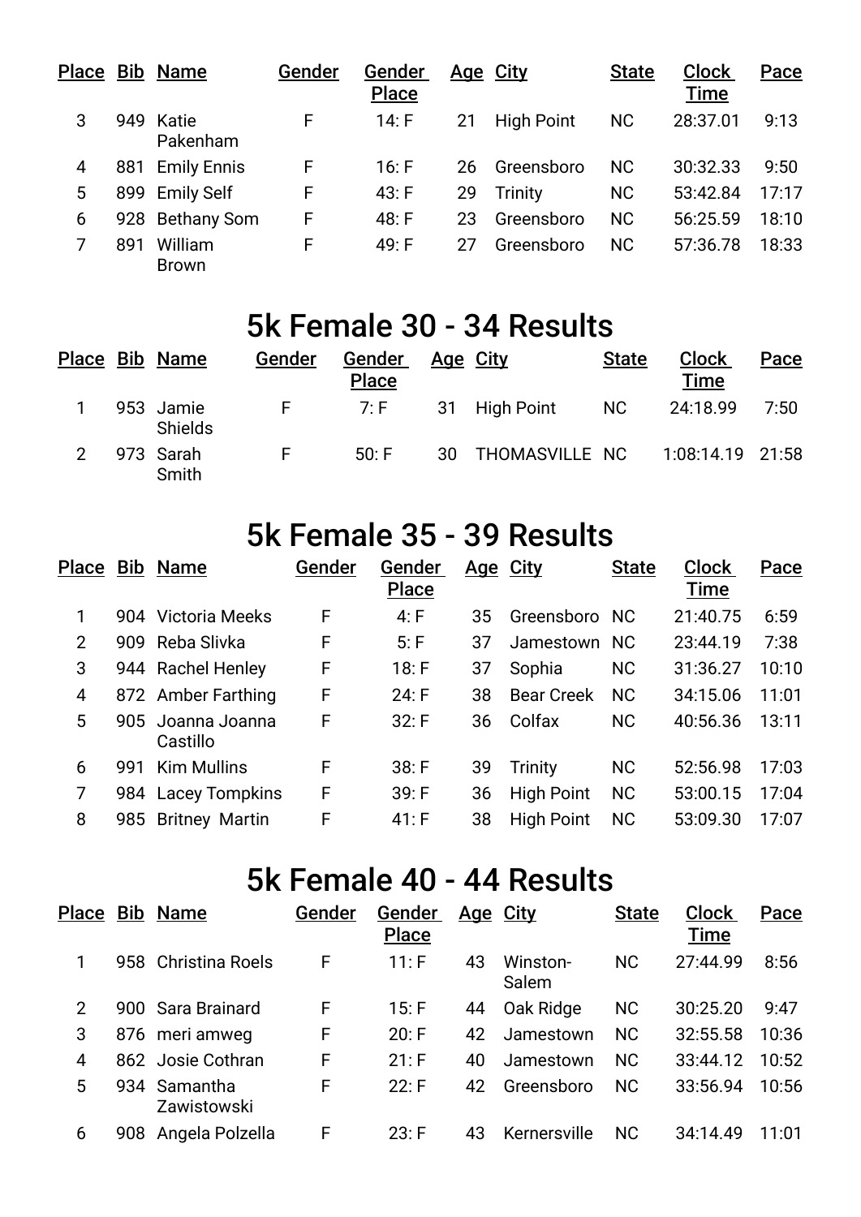| Place | Bib | Name | Gender | Gender Place | Age | City | State | Clock Time | Pace |
|---|---|---|---|---|---|---|---|---|---|
| 3 | 949 | Katie Pakenham | F | 14: F | 21 | High Point | NC | 28:37.01 | 9:13 |
| 4 | 881 | Emily Ennis | F | 16: F | 26 | Greensboro | NC | 30:32.33 | 9:50 |
| 5 | 899 | Emily Self | F | 43: F | 29 | Trinity | NC | 53:42.84 | 17:17 |
| 6 | 928 | Bethany Som | F | 48: F | 23 | Greensboro | NC | 56:25.59 | 18:10 |
| 7 | 891 | William Brown | F | 49: F | 27 | Greensboro | NC | 57:36.78 | 18:33 |

# 5k Female 30 - 34 Results

| Place | Bib | Name | Gender | Gender Place | Age | City | State | Clock Time | Pace |
|---|---|---|---|---|---|---|---|---|---|
| 1 | 953 | Jamie Shields | F | 7: F | 31 | High Point | NC | 24:18.99 | 7:50 |
| 2 | 973 | Sarah Smith | F | 50: F | 30 | THOMASVILLE | NC | 1:08:14.19 | 21:58 |

# 5k Female 35 - 39 Results

| Place | Bib | Name | Gender | Gender Place | Age | City | State | Clock Time | Pace |
|---|---|---|---|---|---|---|---|---|---|
| 1 | 904 | Victoria Meeks | F | 4: F | 35 | Greensboro | NC | 21:40.75 | 6:59 |
| 2 | 909 | Reba Slivka | F | 5: F | 37 | Jamestown | NC | 23:44.19 | 7:38 |
| 3 | 944 | Rachel Henley | F | 18: F | 37 | Sophia | NC | 31:36.27 | 10:10 |
| 4 | 872 | Amber Farthing | F | 24: F | 38 | Bear Creek | NC | 34:15.06 | 11:01 |
| 5 | 905 | Joanna Joanna Castillo | F | 32: F | 36 | Colfax | NC | 40:56.36 | 13:11 |
| 6 | 991 | Kim Mullins | F | 38: F | 39 | Trinity | NC | 52:56.98 | 17:03 |
| 7 | 984 | Lacey Tompkins | F | 39: F | 36 | High Point | NC | 53:00.15 | 17:04 |
| 8 | 985 | Britney Martin | F | 41: F | 38 | High Point | NC | 53:09.30 | 17:07 |

# 5k Female 40 - 44 Results

| Place | Bib | Name | Gender | Gender Place | Age | City | State | Clock Time | Pace |
|---|---|---|---|---|---|---|---|---|---|
| 1 | 958 | Christina Roels | F | 11: F | 43 | Winston-Salem | NC | 27:44.99 | 8:56 |
| 2 | 900 | Sara Brainard | F | 15: F | 44 | Oak Ridge | NC | 30:25.20 | 9:47 |
| 3 | 876 | meri amweg | F | 20: F | 42 | Jamestown | NC | 32:55.58 | 10:36 |
| 4 | 862 | Josie Cothran | F | 21: F | 40 | Jamestown | NC | 33:44.12 | 10:52 |
| 5 | 934 | Samantha Zawistowski | F | 22: F | 42 | Greensboro | NC | 33:56.94 | 10:56 |
| 6 | 908 | Angela Polzella | F | 23: F | 43 | Kernersville | NC | 34:14.49 | 11:01 |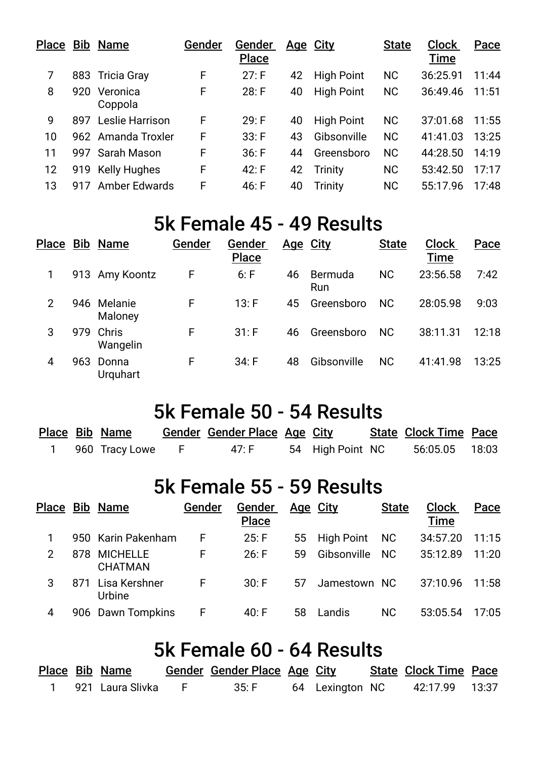| Place | Bib | Name | Gender | Gender Place | Age | City | State | Clock Time | Pace |
|---|---|---|---|---|---|---|---|---|---|
| 7 | 883 | Tricia Gray | F | 27: F | 42 | High Point | NC | 36:25.91 | 11:44 |
| 8 | 920 | Veronica Coppola | F | 28: F | 40 | High Point | NC | 36:49.46 | 11:51 |
| 9 | 897 | Leslie Harrison | F | 29: F | 40 | High Point | NC | 37:01.68 | 11:55 |
| 10 | 962 | Amanda Troxler | F | 33: F | 43 | Gibsonville | NC | 41:41.03 | 13:25 |
| 11 | 997 | Sarah Mason | F | 36: F | 44 | Greensboro | NC | 44:28.50 | 14:19 |
| 12 | 919 | Kelly Hughes | F | 42: F | 42 | Trinity | NC | 53:42.50 | 17:17 |
| 13 | 917 | Amber Edwards | F | 46: F | 40 | Trinity | NC | 55:17.96 | 17:48 |

# 5k Female 45 - 49 Results

| Place | Bib | Name | Gender | Gender Place | Age | City | State | Clock Time | Pace |
|---|---|---|---|---|---|---|---|---|---|
| 1 | 913 | Amy Koontz | F | 6: F | 46 | Bermuda Run | NC | 23:56.58 | 7:42 |
| 2 | 946 | Melanie Maloney | F | 13: F | 45 | Greensboro | NC | 28:05.98 | 9:03 |
| 3 | 979 | Chris Wangelin | F | 31: F | 46 | Greensboro | NC | 38:11.31 | 12:18 |
| 4 | 963 | Donna Urquhart | F | 34: F | 48 | Gibsonville | NC | 41:41.98 | 13:25 |

# 5k Female 50 - 54 Results

| Place | Bib | Name | Gender | Gender Place | Age | City | State | Clock Time | Pace |
|---|---|---|---|---|---|---|---|---|---|
| 1 | 960 | Tracy Lowe | F | 47: F | 54 | High Point | NC | 56:05.05 | 18:03 |

# 5k Female 55 - 59 Results

| Place | Bib | Name | Gender | Gender Place | Age | City | State | Clock Time | Pace |
|---|---|---|---|---|---|---|---|---|---|
| 1 | 950 | Karin Pakenham | F | 25: F | 55 | High Point | NC | 34:57.20 | 11:15 |
| 2 | 878 | MICHELLE CHATMAN | F | 26: F | 59 | Gibsonville | NC | 35:12.89 | 11:20 |
| 3 | 871 | Lisa Kershner Urbine | F | 30: F | 57 | Jamestown | NC | 37:10.96 | 11:58 |
| 4 | 906 | Dawn Tompkins | F | 40: F | 58 | Landis | NC | 53:05.54 | 17:05 |

# 5k Female 60 - 64 Results

| Place | Bib | Name | Gender | Gender Place | Age | City | State | Clock Time | Pace |
|---|---|---|---|---|---|---|---|---|---|
| 1 | 921 | Laura Slivka | F | 35: F | 64 | Lexington | NC | 42:17.99 | 13:37 |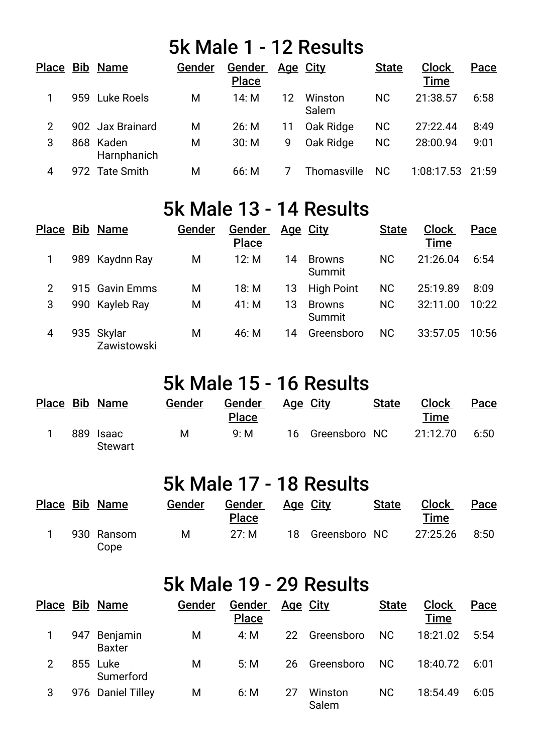# 5k Male 1 - 12 Results

| Place | Bib | Name | Gender | Gender Place | Age | City | State | Clock Time | Pace |
|---|---|---|---|---|---|---|---|---|---|
| 1 | 959 | Luke Roels | M | 14: M | 12 | Winston Salem | NC | 21:38.57 | 6:58 |
| 2 | 902 | Jax Brainard | M | 26: M | 11 | Oak Ridge | NC | 27:22.44 | 8:49 |
| 3 | 868 | Kaden Harnphanich | M | 30: M | 9 | Oak Ridge | NC | 28:00.94 | 9:01 |
| 4 | 972 | Tate Smith | M | 66: M | 7 | Thomasville | NC | 1:08:17.53 | 21:59 |

# 5k Male 13 - 14 Results

| Place | Bib | Name | Gender | Gender Place | Age | City | State | Clock Time | Pace |
|---|---|---|---|---|---|---|---|---|---|
| 1 | 989 | Kaydnn Ray | M | 12: M | 14 | Browns Summit | NC | 21:26.04 | 6:54 |
| 2 | 915 | Gavin Emms | M | 18: M | 13 | High Point | NC | 25:19.89 | 8:09 |
| 3 | 990 | Kayleb Ray | M | 41: M | 13 | Browns Summit | NC | 32:11.00 | 10:22 |
| 4 | 935 | Skylar Zawistowski | M | 46: M | 14 | Greensboro | NC | 33:57.05 | 10:56 |

# 5k Male 15 - 16 Results

| Place | Bib | Name | Gender | Gender Place | Age | City | State | Clock Time | Pace |
|---|---|---|---|---|---|---|---|---|---|
| 1 | 889 | Isaac Stewart | M | 9: M | 16 | Greensboro | NC | 21:12.70 | 6:50 |

# 5k Male 17 - 18 Results

| Place | Bib | Name | Gender | Gender Place | Age | City | State | Clock Time | Pace |
|---|---|---|---|---|---|---|---|---|---|
| 1 | 930 | Ransom Cope | M | 27: M | 18 | Greensboro | NC | 27:25.26 | 8:50 |

# 5k Male 19 - 29 Results

| Place | Bib | Name | Gender | Gender Place | Age | City | State | Clock Time | Pace |
|---|---|---|---|---|---|---|---|---|---|
| 1 | 947 | Benjamin Baxter | M | 4: M | 22 | Greensboro | NC | 18:21.02 | 5:54 |
| 2 | 855 | Luke Sumerford | M | 5: M | 26 | Greensboro | NC | 18:40.72 | 6:01 |
| 3 | 976 | Daniel Tilley | M | 6: M | 27 | Winston Salem | NC | 18:54.49 | 6:05 |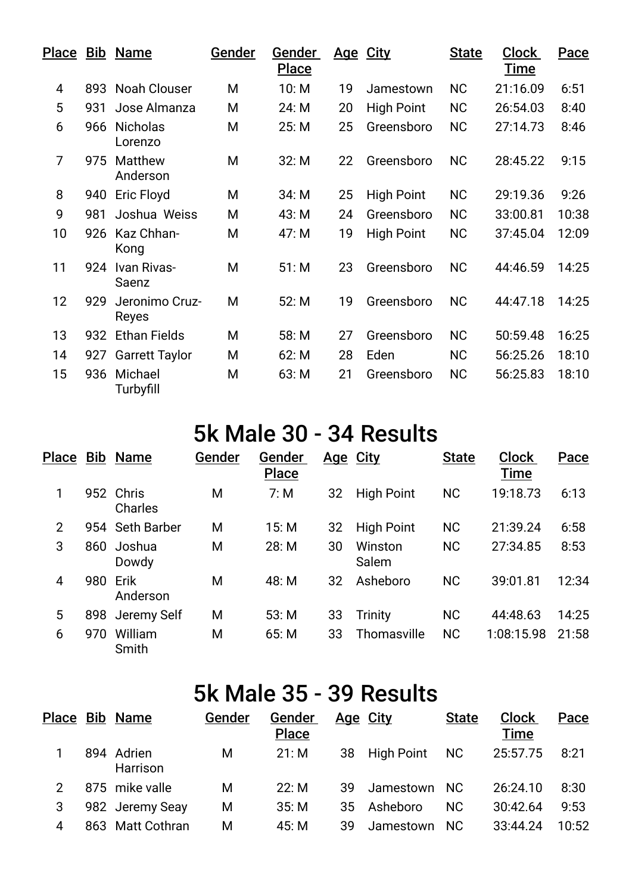| Place | Bib | Name | Gender | Gender Place | Age | City | State | Clock Time | Pace |
|---|---|---|---|---|---|---|---|---|---|
| 4 | 893 | Noah Clouser | M | 10: M | 19 | Jamestown | NC | 21:16.09 | 6:51 |
| 5 | 931 | Jose Almanza | M | 24: M | 20 | High Point | NC | 26:54.03 | 8:40 |
| 6 | 966 | Nicholas Lorenzo | M | 25: M | 25 | Greensboro | NC | 27:14.73 | 8:46 |
| 7 | 975 | Matthew Anderson | M | 32: M | 22 | Greensboro | NC | 28:45.22 | 9:15 |
| 8 | 940 | Eric Floyd | M | 34: M | 25 | High Point | NC | 29:19.36 | 9:26 |
| 9 | 981 | Joshua  Weiss | M | 43: M | 24 | Greensboro | NC | 33:00.81 | 10:38 |
| 10 | 926 | Kaz Chhan-Kong | M | 47: M | 19 | High Point | NC | 37:45.04 | 12:09 |
| 11 | 924 | Ivan Rivas-Saenz | M | 51: M | 23 | Greensboro | NC | 44:46.59 | 14:25 |
| 12 | 929 | Jeronimo Cruz-Reyes | M | 52: M | 19 | Greensboro | NC | 44:47.18 | 14:25 |
| 13 | 932 | Ethan Fields | M | 58: M | 27 | Greensboro | NC | 50:59.48 | 16:25 |
| 14 | 927 | Garrett Taylor | M | 62: M | 28 | Eden | NC | 56:25.26 | 18:10 |
| 15 | 936 | Michael Turbyfill | M | 63: M | 21 | Greensboro | NC | 56:25.83 | 18:10 |

# 5k Male 30 - 34 Results

| Place | Bib | Name | Gender | Gender Place | Age | City | State | Clock Time | Pace |
|---|---|---|---|---|---|---|---|---|---|
| 1 | 952 | Chris Charles | M | 7: M | 32 | High Point | NC | 19:18.73 | 6:13 |
| 2 | 954 | Seth Barber | M | 15: M | 32 | High Point | NC | 21:39.24 | 6:58 |
| 3 | 860 | Joshua Dowdy | M | 28: M | 30 | Winston Salem | NC | 27:34.85 | 8:53 |
| 4 | 980 | Erik Anderson | M | 48: M | 32 | Asheboro | NC | 39:01.81 | 12:34 |
| 5 | 898 | Jeremy Self | M | 53: M | 33 | Trinity | NC | 44:48.63 | 14:25 |
| 6 | 970 | William Smith | M | 65: M | 33 | Thomasville | NC | 1:08:15.98 | 21:58 |

# 5k Male 35 - 39 Results

| Place | Bib | Name | Gender | Gender Place | Age | City | State | Clock Time | Pace |
|---|---|---|---|---|---|---|---|---|---|
| 1 | 894 | Adrien Harrison | M | 21: M | 38 | High Point | NC | 25:57.75 | 8:21 |
| 2 | 875 | mike valle | M | 22: M | 39 | Jamestown | NC | 26:24.10 | 8:30 |
| 3 | 982 | Jeremy Seay | M | 35: M | 35 | Asheboro | NC | 30:42.64 | 9:53 |
| 4 | 863 | Matt Cothran | M | 45: M | 39 | Jamestown | NC | 33:44.24 | 10:52 |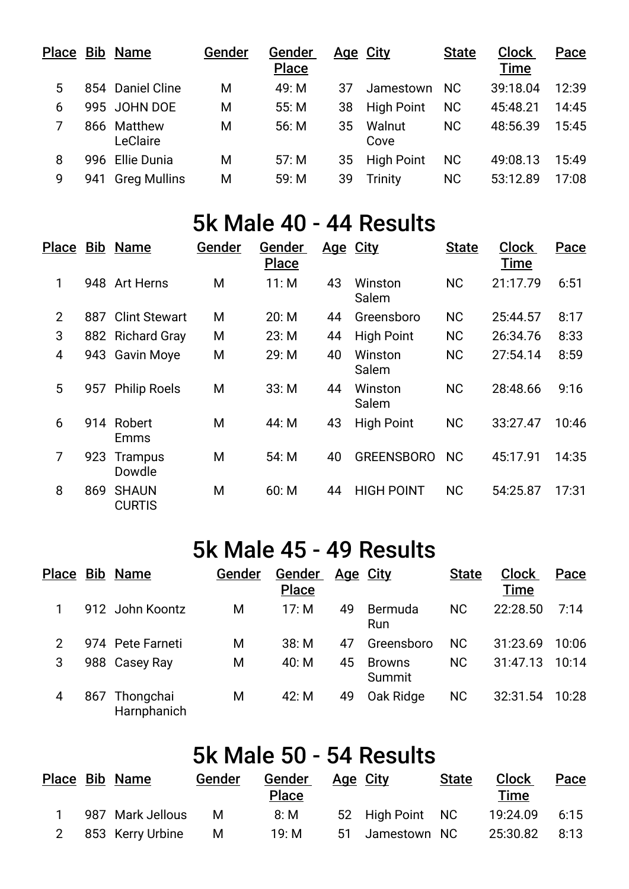| Place | Bib | Name | Gender | Gender Place | Age | City | State | Clock Time | Pace |
|---|---|---|---|---|---|---|---|---|---|
| 5 | 854 | Daniel Cline | M | 49: M | 37 | Jamestown | NC | 39:18.04 | 12:39 |
| 6 | 995 | JOHN DOE | M | 55: M | 38 | High Point | NC | 45:48.21 | 14:45 |
| 7 | 866 | Matthew LeClaire | M | 56: M | 35 | Walnut Cove | NC | 48:56.39 | 15:45 |
| 8 | 996 | Ellie Dunia | M | 57: M | 35 | High Point | NC | 49:08.13 | 15:49 |
| 9 | 941 | Greg Mullins | M | 59: M | 39 | Trinity | NC | 53:12.89 | 17:08 |

# 5k Male 40 - 44 Results

| Place | Bib | Name | Gender | Gender Place | Age | City | State | Clock Time | Pace |
|---|---|---|---|---|---|---|---|---|---|
| 1 | 948 | Art Herns | M | 11: M | 43 | Winston Salem | NC | 21:17.79 | 6:51 |
| 2 | 887 | Clint Stewart | M | 20: M | 44 | Greensboro | NC | 25:44.57 | 8:17 |
| 3 | 882 | Richard Gray | M | 23: M | 44 | High Point | NC | 26:34.76 | 8:33 |
| 4 | 943 | Gavin Moye | M | 29: M | 40 | Winston Salem | NC | 27:54.14 | 8:59 |
| 5 | 957 | Philip Roels | M | 33: M | 44 | Winston Salem | NC | 28:48.66 | 9:16 |
| 6 | 914 | Robert Emms | M | 44: M | 43 | High Point | NC | 33:27.47 | 10:46 |
| 7 | 923 | Trampus Dowdle | M | 54: M | 40 | GREENSBORO | NC | 45:17.91 | 14:35 |
| 8 | 869 | SHAUN CURTIS | M | 60: M | 44 | HIGH POINT | NC | 54:25.87 | 17:31 |

# 5k Male 45 - 49 Results

| Place | Bib | Name | Gender | Gender Place | Age | City | State | Clock Time | Pace |
|---|---|---|---|---|---|---|---|---|---|
| 1 | 912 | John Koontz | M | 17: M | 49 | Bermuda Run | NC | 22:28.50 | 7:14 |
| 2 | 974 | Pete Farneti | M | 38: M | 47 | Greensboro | NC | 31:23.69 | 10:06 |
| 3 | 988 | Casey Ray | M | 40: M | 45 | Browns Summit | NC | 31:47.13 | 10:14 |
| 4 | 867 | Thongchai Harnphanich | M | 42: M | 49 | Oak Ridge | NC | 32:31.54 | 10:28 |

# 5k Male 50 - 54 Results

| Place | Bib | Name | Gender | Gender Place | Age | City | State | Clock Time | Pace |
|---|---|---|---|---|---|---|---|---|---|
| 1 | 987 | Mark Jellous | M | 8: M | 52 | High Point | NC | 19:24.09 | 6:15 |
| 2 | 853 | Kerry Urbine | M | 19: M | 51 | Jamestown | NC | 25:30.82 | 8:13 |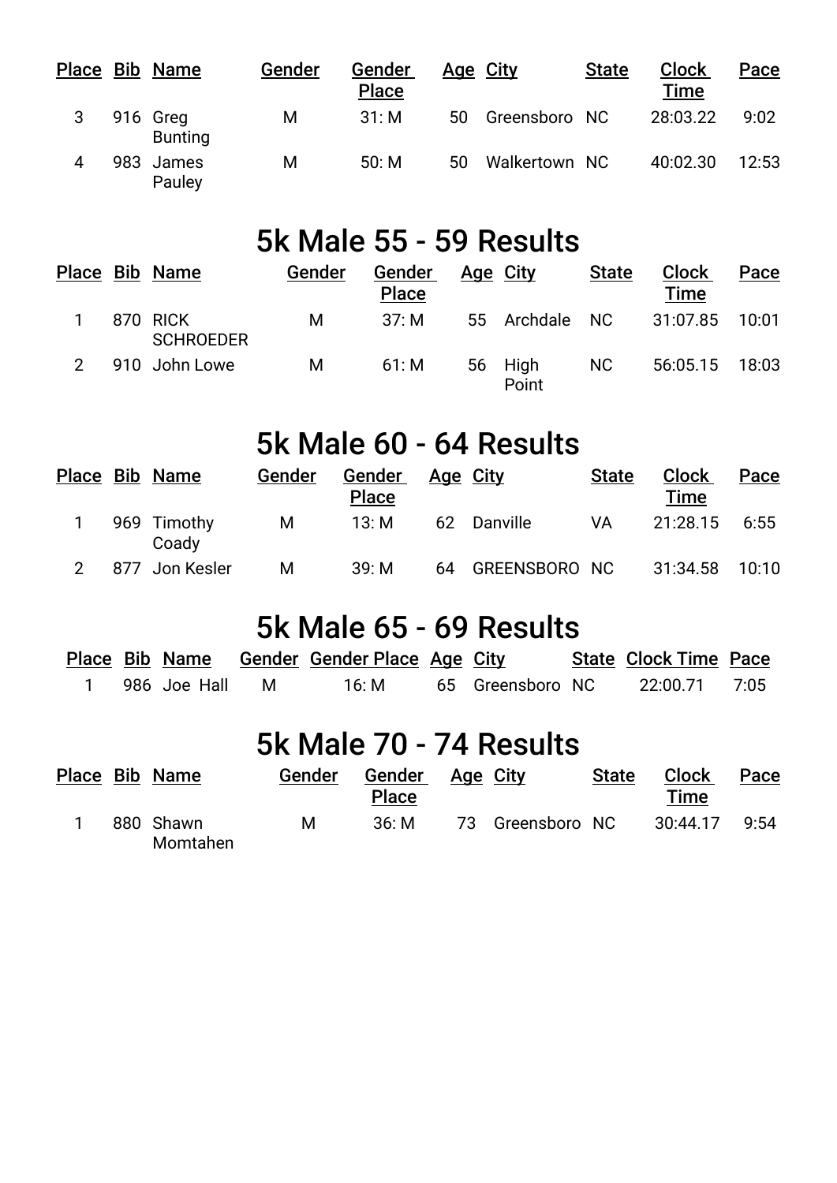| Place | Bib | Name | Gender | Gender Place | Age | City | State | Clock Time | Pace |
|---|---|---|---|---|---|---|---|---|---|
| 3 | 916 | Greg Bunting | M | 31: M | 50 | Greensboro | NC | 28:03.22 | 9:02 |
| 4 | 983 | James Pauley | M | 50: M | 50 | Walkertown | NC | 40:02.30 | 12:53 |

# 5k Male 55 - 59 Results

| Place | Bib | Name | Gender | Gender Place | Age | City | State | Clock Time | Pace |
|---|---|---|---|---|---|---|---|---|---|
| 1 | 870 | RICK SCHROEDER | M | 37: M | 55 | Archdale | NC | 31:07.85 | 10:01 |
| 2 | 910 | John Lowe | M | 61: M | 56 | High Point | NC | 56:05.15 | 18:03 |

# 5k Male 60 - 64 Results

| Place | Bib | Name | Gender | Gender Place | Age | City | State | Clock Time | Pace |
|---|---|---|---|---|---|---|---|---|---|
| 1 | 969 | Timothy Coady | M | 13: M | 62 | Danville | VA | 21:28.15 | 6:55 |
| 2 | 877 | Jon Kesler | M | 39: M | 64 | GREENSBORO | NC | 31:34.58 | 10:10 |

# 5k Male 65 - 69 Results

| Place | Bib | Name | Gender | Gender Place | Age | City | State | Clock Time | Pace |
|---|---|---|---|---|---|---|---|---|---|
| 1 | 986 | Joe Hall | M | 16: M | 65 | Greensboro | NC | 22:00.71 | 7:05 |

# 5k Male 70 - 74 Results

| Place | Bib | Name | Gender | Gender Place | Age | City | State | Clock Time | Pace |
|---|---|---|---|---|---|---|---|---|---|
| 1 | 880 | Shawn Momtahen | M | 36: M | 73 | Greensboro | NC | 30:44.17 | 9:54 |